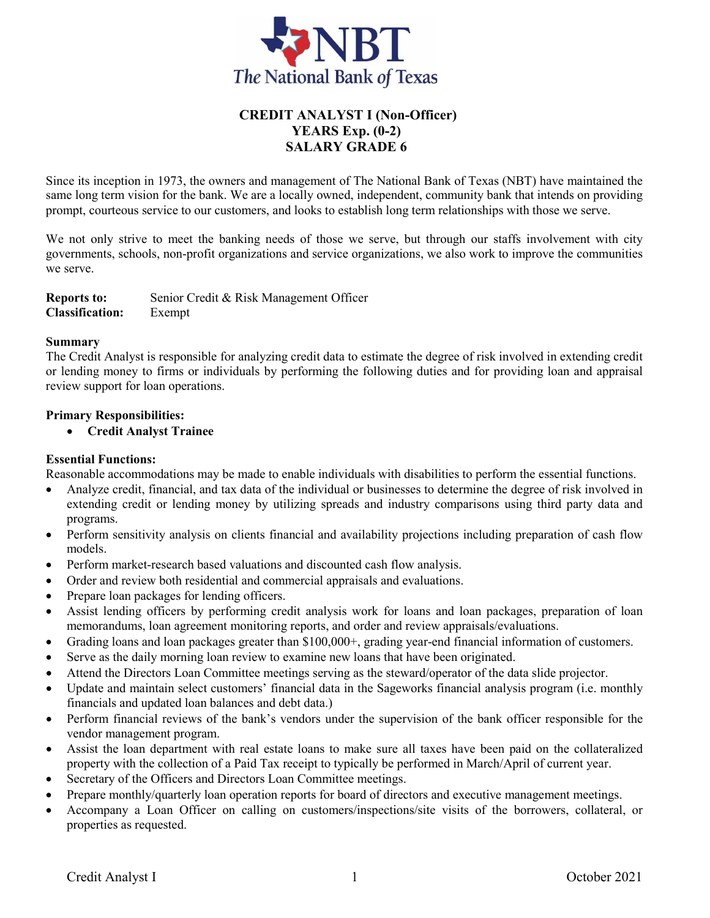# CREDIT ANALYST I (Non-Officer)
## YEARS Exp. (0-2)
## SALARY GRADE 6

Since its inception in 1973, the owners and management of The National Bank of Texas (NBT) have maintained the same long term vision for the bank. We are a locally owned, independent, community bank that intends on providing prompt, courteous service to our customers, and looks to establish long term relationships with those we serve.

We not only strive to meet the banking needs of those we serve, but through our staffs involvement with city governments, schools, non-profit organizations and service organizations, we also work to improve the communities we serve.

**Reports to:** Senior Credit & Risk Management Officer
**Classification:** Exempt

**Summary**
The Credit Analyst is responsible for analyzing credit data to estimate the degree of risk involved in extending credit or lending money to firms or individuals by performing the following duties and for providing loan and appraisal review support for loan operations.

**Primary Responsibilities:**

- **Credit Analyst Trainee**

**Essential Functions:**
Reasonable accommodations may be made to enable individuals with disabilities to perform the essential functions.

- Analyze credit, financial, and tax data of the individual or businesses to determine the degree of risk involved in extending credit or lending money by utilizing spreads and industry comparisons using third party data and programs.
- Perform sensitivity analysis on clients financial and availability projections including preparation of cash flow models.
- Perform market-research based valuations and discounted cash flow analysis.
- Order and review both residential and commercial appraisals and evaluations.
- Prepare loan packages for lending officers.
- Assist lending officers by performing credit analysis work for loans and loan packages, preparation of loan memorandums, loan agreement monitoring reports, and order and review appraisals/evaluations.
- Grading loans and loan packages greater than $100,000+, grading year-end financial information of customers.
- Serve as the daily morning loan review to examine new loans that have been originated.
- Attend the Directors Loan Committee meetings serving as the steward/operator of the data slide projector.
- Update and maintain select customers' financial data in the Sageworks financial analysis program (i.e. monthly financials and updated loan balances and debt data.)
- Perform financial reviews of the bank's vendors under the supervision of the bank officer responsible for the vendor management program.
- Assist the loan department with real estate loans to make sure all taxes have been paid on the collateralized property with the collection of a Paid Tax receipt to typically be performed in March/April of current year.
- Secretary of the Officers and Directors Loan Committee meetings.
- Prepare monthly/quarterly loan operation reports for board of directors and executive management meetings.
- Accompany a Loan Officer on calling on customers/inspections/site visits of the borrowers, collateral, or properties as requested.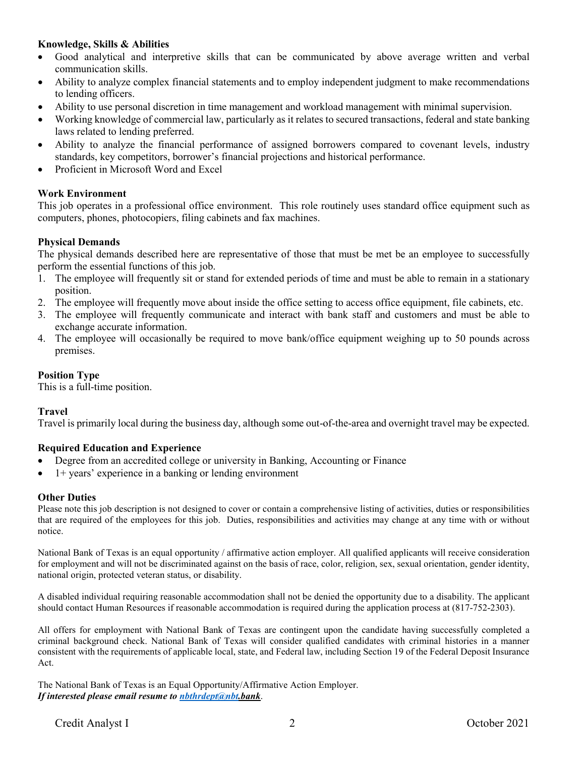**Knowledge, Skills & Abilities**

- Good analytical and interpretive skills that can be communicated by above average written and verbal communication skills.
- Ability to analyze complex financial statements and to employ independent judgment to make recommendations to lending officers.
- Ability to use personal discretion in time management and workload management with minimal supervision.
- Working knowledge of commercial law, particularly as it relates to secured transactions, federal and state banking laws related to lending preferred.
- Ability to analyze the financial performance of assigned borrowers compared to covenant levels, industry standards, key competitors, borrower's financial projections and historical performance.
- Proficient in Microsoft Word and Excel

**Work Environment**

This job operates in a professional office environment. This role routinely uses standard office equipment such as computers, phones, photocopiers, filing cabinets and fax machines.

**Physical Demands**

The physical demands described here are representative of those that must be met be an employee to successfully perform the essential functions of this job.

1. The employee will frequently sit or stand for extended periods of time and must be able to remain in a stationary position.
2. The employee will frequently move about inside the office setting to access office equipment, file cabinets, etc.
3. The employee will frequently communicate and interact with bank staff and customers and must be able to exchange accurate information.
4. The employee will occasionally be required to move bank/office equipment weighing up to 50 pounds across premises.

**Position Type**

This is a full-time position.

**Travel**

Travel is primarily local during the business day, although some out-of-the-area and overnight travel may be expected.

**Required Education and Experience**

- Degree from an accredited college or university in Banking, Accounting or Finance
- 1+ years' experience in a banking or lending environment

**Other Duties**

Please note this job description is not designed to cover or contain a comprehensive listing of activities, duties or responsibilities that are required of the employees for this job. Duties, responsibilities and activities may change at any time with or without notice.

National Bank of Texas is an equal opportunity / affirmative action employer. All qualified applicants will receive consideration for employment and will not be discriminated against on the basis of race, color, religion, sex, sexual orientation, gender identity, national origin, protected veteran status, or disability.

A disabled individual requiring reasonable accommodation shall not be denied the opportunity due to a disability. The applicant should contact Human Resources if reasonable accommodation is required during the application process at (817-752-2303).

All offers for employment with National Bank of Texas are contingent upon the candidate having successfully completed a criminal background check. National Bank of Texas will consider qualified candidates with criminal histories in a manner consistent with the requirements of applicable local, state, and Federal law, including Section 19 of the Federal Deposit Insurance Act.

The National Bank of Texas is an Equal Opportunity/Affirmative Action Employer.
***If interested please email resume to nbthrdept@nbt.bank***.